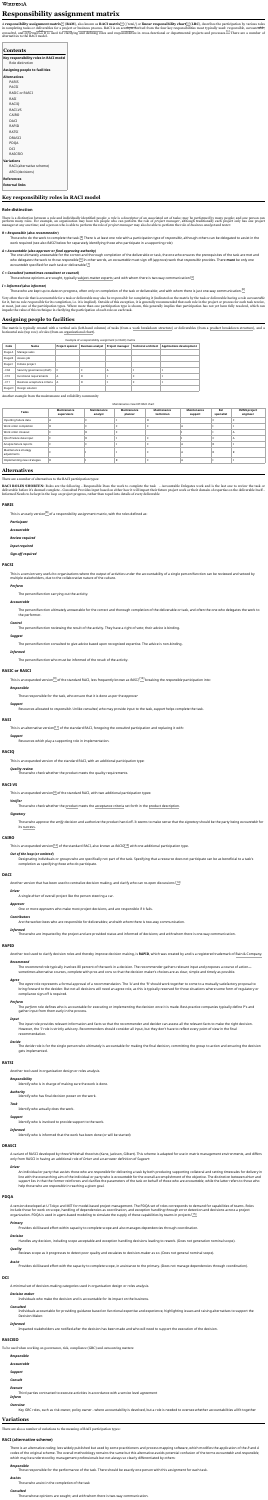# Responsibility assignment matrix

A **responsibility assignment matrix** (**RAM**), also known as **RACI matrix** (/ˈreɪsi/) or **linear responsibility chart** (**LRC**), describes the participation by various roles in completing tasks or deliverables for a project or business process. RACI is an acronym derived from the four key responsibilities most typically used: responsible, accountable, consulted, and informed. It is used for clarifying and defining roles and responsibilities in cross-functional or departmental projects and processes. There are a number of alternatives to the RACI model.

## Contents

- Key responsibility roles in RACI model
  - Role distinction
- Assigning people to facilities
- Alternatives
  - PARIS
  - PACSI
  - RASCI (or RASIC)
  - RASI
  - RACI(Q)
  - RACI-VS
  - CAIRO
  - DACI
  - RAPID
  - RATSI
  - DRASCI
  - PDQA
  - DCI
  - RASCEIO
- Variations
  - RACI (alternative scheme)
  - ARCI (decision)
- References
- External links

## Key responsibility roles in RACI model

### Role distinction

There is a distinction between a role and individually identified people: a role is a descriptor of an associated set of tasks; may be performed by many people; and one person can perform many roles. For example, an organization may have ten people who can perform the role of project manager, although traditionally each project only has one project manager at any one time; and a person who is able to perform the role of project manager may also be able to perform the role of business analyst and tester.

***R = Responsible (also recommender)***

Those who do the work to complete the task. There is at least one role with a participation type of responsible, although others can be delegated to assist in the work required (see also RASCI below for separately identifying those who participate in a supporting role).

***A = Accountable (also approver or final approving authority)***

The one ultimately answerable for the correct and thorough completion of the deliverable or task, the one who ensures the prerequisites of the task are met and who delegates the work to those responsible. In other words, an accountable must sign off (approve) work that responsible provides. There **must** be only one accountable specified for each task or deliverable.

***C = Consulted (sometimes consultant or counsel)***

Those whose opinions are sought, typically subject matter experts, and with whom there is two-way communication.

***I = Informed (also informee)***

Those who are kept up-to-date on progress, often only on completion of the task or deliverable; and with whom there is just one-way communication.

Very often the role that is accountable for a task or deliverable may also be responsible for completing it (indicated on the matrix by the task or deliverable having a role accountable for it, but no role responsible for its completion, i.e. it is implied). Outside of this exception, it is generally recommended that each role in the project or process for each piece of work be assigned at most one of the participation types. Where more than one participation type is shown, this generally implies that participation has not yet been fully resolved, which can impede the value of this technique in clarifying the participation of each role on each task.

## Assigning people to facilities

The matrix is typically created with a vertical axis (left-hand column) of tasks (from a work breakdown structure) or deliverables (from a product breakdown structure), and a horizontal axis (top row) of roles (from an organizational chart).

Example of a responsibility assignment (or RACI) matrix

| Code | Name | Project sponsor | Business analyst | Project manager | Technical architect | Applications development |
|---|---|---|---|---|---|---|
| Stage A | Manage sales | | | | | |
| Stage B | Assess job | | | | | |
| Stage C | Communicate process | | | | | |
| Step 1 | Develop project initiation | C | A | R | | |
| Step 2 | Develop requirements | A | R | I | C | C |
| Step 3 | Develop tests | A | C | I | R | |
| Stage D | Assess solution | | | | | |

Another example from the maintenance and reliability community:

Maintenance responsibility chart

| Tasks | Maintenance supervision | Maintenance analyst | Maintenance planner | Maintenance technician | Maintenance support | Not specified | Reliability/asset engineer |
|---|---|---|---|---|---|---|---|
| Operating equipment | | R | C | C | I | | |
| Work order completion | | C | A | R | | | |
| Work order closure | | | A | R | | | |
| Spare/critical inventory | | | C | I | | | |
| Storage/ship requirements | | | C | | | | |
| Maintenance strategy adjustments | | | | I | | R | |
| Implementing improvements | | | | | | | |

## Alternatives

There are a number of alternatives to the RACI participation types:

**RACI-RASCI VS RAPID** RACIs can be frustrating. They push the work to complete the task ... incomplete. Delegates tend not to feel ownership to further the task or to revise the task or deliverable before it's deemed complete. Consulted: Provide feedback on task or the deliverable that follow project work as their domain of expertise to the deliverable. Informed: Kept up-to-date on progress, often only on completion of tasks or deliverables, rather than in real-time (Not a fully defined).

### PARIS

This is an early version of a responsibility assignment matrix, with the roles defined as:

***Participant***

***Accountable***

***Review required***

***Input required***

***Sign-off required***

### PACSI

This is a version very useful for organizations where the output of activities under the accountability of a single person/function can be reviewed and vetoed by multiple stakeholders, due to the collaborative nature of the culture.

***Perform***

The person/function carrying out the activity.

***Accountable***

The person/function ultimately answerable for the correct and thorough completion of the deliverable or task, and often the one who delegates the work to the performer.

***Control***

The person/function reviewing the result of the activity. They have a right of veto; their advice is binding.

***Suggest***

The person/function consulted to give advice based upon recognized expertise. The advice is non-binding.

***Informed***

The person/function who must be informed of the result of the activity.

### RASCI or RASIC

This is an expanded version of the standard RACI, less frequently known as RASCI, breaking the responsible participation into:

***Responsible***

Those responsible for the task, who ensure that it is done as per the approver

***Support***

Resources allocated to responsible. Unlike consulted, who may provide input to the task, support helps complete the task.

### RASI

This is an alternative version of the standard RACI, foregoing consultation and replacing it with:

***Support***

Resources which play a supporting role in implementation.

### RACI(Q)

This is an expanded version of the standard RACI with an additional participation type.

***Quality review***

Those who check whether the product meets the quality requirements.

### RACI-VS

This is an expanded version of the standard RACI with two additional participation types.

***Verifier***

Those who check whether the product meets the acceptance criteria set forth in the product description.

***Signatory***

Those who approve the verify decision and authorize the product hand-off. It seems to make sense that the signatory should be the party being accountable for its success.

### CAIRO

This is an expanded version of the standard RACI, also known as RACIO, with one additional participation type.

***Out of the loop (or omitted)***

Designating individuals or groups who are specifically not part of the task. Specifying that a resource does not participate can be as beneficial to a task's completion as specifying those who do participate.

### DACI

Another version that has been used to centralize decision making, and clarify who can reopen discussions.

***Driver***

A single driver of overall project like the person steering a car

***Approver***

One or more approvers who make most project decisions, and are responsible if it fails

***Contributors***

Are the worker-bees who are responsible for deliverables; and with whom there is two-way communication.

***Informed***

Those who are impacted by the project and are provided status and informed of decisions; and with whom there is one-way communication.

### RAPID

Another tool used to clarify decision roles and thereby improve decision making, is **RAPID**, which was created by and is a registered trademark of Bain & Company.

***Recommend***

The recommender role typically involves 80 percent of the work in a decision. The recommender gathers relevant input and proposes a course of action—sometimes alternative courses, complete with pros and cons so that the decision maker's choices are as clear, simple and timely as possible.

***Agree***

The agree role represents a formal approval of a recommendation. The 'A' and the 'R' should work together to come to a mutually satisfactory proposal to bring forward to the decider. But not all decisions will need an agree role, as this is typically reserved for those situations where some form of regulatory or compliance sign-off is required.

***Perform***

The perform role defines who is accountable for executing or implementing the decision once it is made. Best-practice companies typically define P's and gather input from them early in the process.

***Input***

The input role provides relevant information and facts so that the recommender and decider can assess all the relevant facts to make the right decision. However, the 'I' role is strictly advisory. Recommenders should consider all input, but they don't have to reflect every point of input in the final recommendations.

***Decide***

The decider role is for the single person who ultimately is accountable for making the final decision, committing the group to action and ensuring the decision gets implemented.

### RATSI

Another tool used in organisation design or roles analysis.

***Responsibility***

Identify who is in charge of making sure that work is done.

***Authority***

Identify who has final decision power on the work.

***Task***

Identify who actually does the work.

***Support***

Identify who is involved to provide support on the work.

***Informed***

Identify who is informed that the work has been done (or will be started).

### DRASCI

A variant of RACI developed by these Whitehall theorists (various Gilbert). This scheme is adapted for use in matrix management environments, and differs only from RACI in having an additional role of Driver and an extended definition of Support.

***Driver***

An individual or party that assists those who are responsible for delivering a task by both producing supporting collateral and setting timescales for delivery for the sake of maintaining pace of the individual or party who is accountable for the overall accomplishment of the objective. The distinction between driver and support lies in that the former reinforces and leads the pace of productivity of the team on behalf of those who are accountable, while the latter is those who help those who are responsible in reaching a given goal.

### PDQA

A variant developed at Hewlett-Packard (HP) and Intel for matrix-based project management. The PDQA set of roles corresponds to internal ownership and responsibilities of business units. Defines duties for each role in terms of dependencies as identification, and exception handling through to decision and acceptance within a project engagement. PDQA is used in agent-based modeling to simulate the supply of these capabilities by teams in projects.

***Primary***

Provides skill-based effort within capacity to complete scope and also manages dependencies through coordination.

***Decision***

Handles any decision, including scope acceptable and exception handling decisions leading to rework. (Does not generalize nominal scope)

***Quality***

Reviews scope as it progresses to ensure quality and escalates to decision makers as we. (Does not generate nominal scope)

***Assist***

Provides skill-based effort within the capacity to complete scope, in assistance to the primary. (Does not manage dependencies through coordination).

### DCI

A minimal set of decision-making categories used in organization design or roles analysis.

***Decision maker***

Individuals who make the decision and is accountable for its impact on the business.

***Consulted***

Individuals accountable for providing guidance based on functional expertise and experience, highlighting issues and raising alternative to support the decision.

***Informed***

Impacted stakeholders are notified after the decision has been made and who will need to support the execution of the decision.

### RASCEIO

For a real to sit within an organization, risk, compliance (GRC) and accounting context:

***Responsible***

***Approve***

***Support***

***Consult***

***Execute***

Those parties contracted to execute activities in accordance with a service level agreement.

***Inform***

***Oversee***

Any GRC roles, such as risk owner, policy owner - where accountability is devolved, but a role is needed to oversee whether accountabilities still in place.

## Variations

There are also a number of variations to the meaning of RACI participation types:

### RACI (alternative scheme)

There is an alternative coding, less widely published but used by some practitioners and process mapping software, which modifies the application of the R and A codes of the original scheme. The overall principles, however, remain the same. Because it amends the alternative and is potential confusion of the terms accountable and responsible, which may have otherwise by management professionals but not always so clearly differentiated by others.

***Responsible***

Those responsible for the performance of the task. There should be exactly one person with this assignment for each task.

***Assists***

Those who assist in the completion of the task.

***Consulted***

Those whose opinions are sought, and with whom there is two-way communication.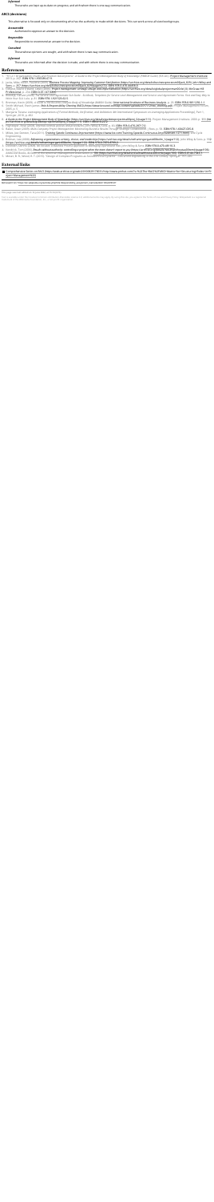*Informed*

Those who are kept up-to-date on progress, and with whom there is one-way communication.

### ARCI (decisions)

This alternative is focused only on documenting who has the authority to make which decisions. This can work across all overhead types.

***Accountable***

Authorized to approve an answer to the decision.

***Responsible***

Responsible to recommend an answer to the decision.

***Consulted***

Those whose opinions are sought, and with whom there is two-way communication.

***Informed***

Those who are informed after the decision is made, and with whom there is one-way communication.

## References

1. "12.1.3.2 Responsibility Assignment Matrix". *A Guide to the Project Management Body of Knowledge (PMBOK Guide)* (5th ed.). Project Management Institute. ISBN 978-1-935589-67-9.
2. Jacka, Mike; Keller, Paulette (2009). *Business Process Mapping: Improving Customer Satisfaction*. John Wiley and Sons. p. 257. ISBN 978-0-470-44458-9.
3. Cleland, David; Ireland, Lewis (2006). *Project management: strategic design and implementation* (5th ed.). McGraw-Hill Professional. p. 210. ISBN 0-07-147160-X.
4. Blokdijk, Gerard (2008). *The Service Level Agreement SLA Guide - SLA Book, Templates for Service Level Management and Service Level Agreement Forms. Fast and Easy Way to Write Your SLA*. p. 80. ISBN 978-1-921523-62-5.
5. Brennan, Kevin (2009). *A Guide to the Business Analysis Body of Knowledge (BABOK Guide)*. International Institute of Business Analysis. p. 29. ISBN 978-0-9811292-1-1.
6. Smith, Michael; Erwin, James. "Role & Responsibility Charting (RACI)" (PDF).
7. Margaria, Tiziana; Steffen, Bernhard (2010). *Leveraging Applications of Formal Methods, Verification, and Validation*. Springer. p. 492.
8. *A Guide to the Project Management Body of Knowledge*. Project Management Institute.
9. Jugdev, Kam (2004). *Project Management*. John Wiley & Sons. ISBN 978-0-470-40977-9.
10. Baker, Dean (2009). *Multi-Company Project Management: Maximizing Business Results Through Strategic Collaboration*. J. Ross. p. 36. ISBN 978-1-60427-013-8.
11. Morris, Peter; Pinto, Jeffrey (2007). *The Wiley Guide to Project Organization and Project Management Competencies*. John Wiley & Sons. ISBN 978-0-470-22685-8.
12. Kendrick, Tom (2006). *Results without authority: controlling a project when the team doesn't report to you*. AMACOM Books. p. 60. ISBN 978-0-8144-7343-4.
13. Mauer, B. R.; Wilson, K. (2015). "Model of Complex Proposal Responsibilities". *Proceedings of the International Conference on Engineering Management*.

## External links

- Comprehensive Description of RACI (https://www.pmi.org) Project Management Institute